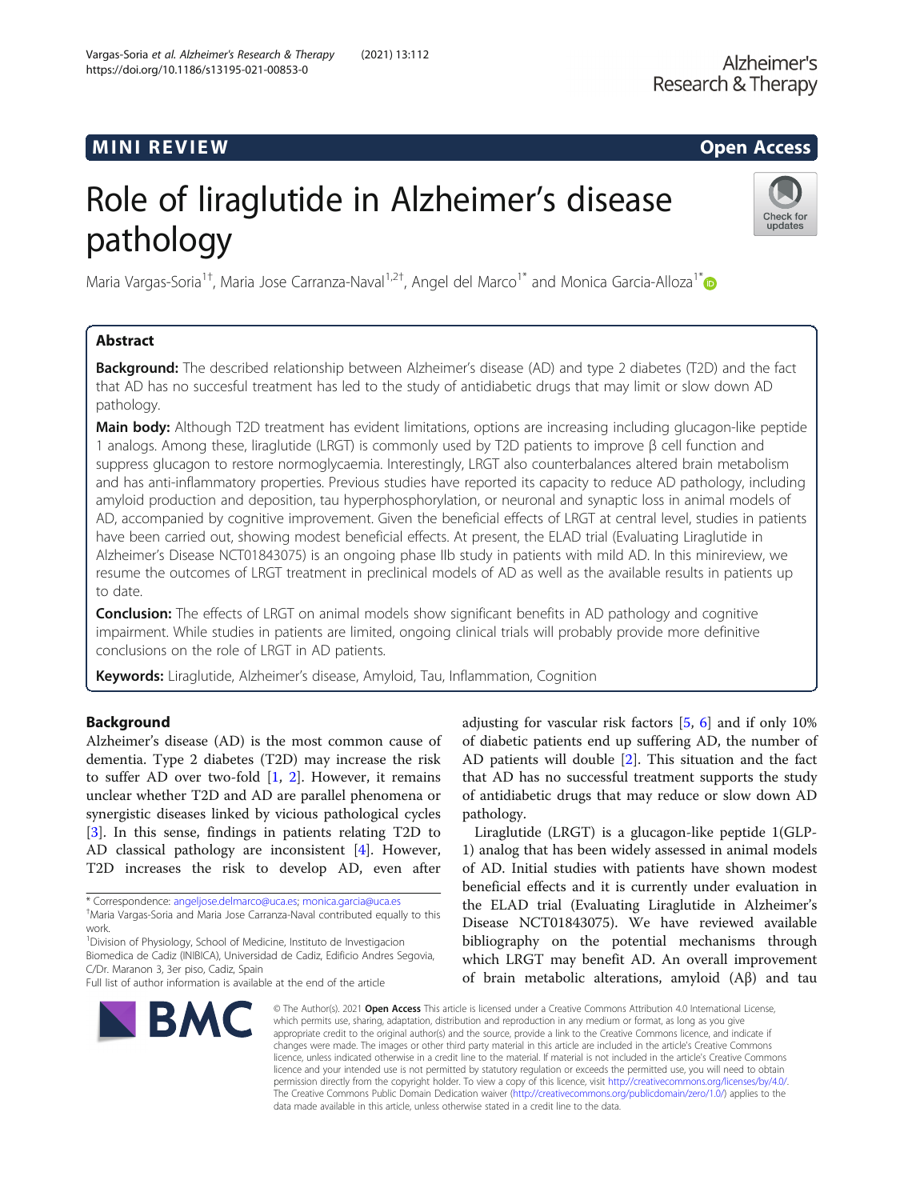MINI REVIEW

Open Access

# Role of liraglutide in Alzheimer's disease pathology

Maria Vargas-Soria[1†], Maria Jose Carranza-Naval[1,2†], Angel del Marco[1*] and Monica Garcia-Alloza[1*]

## Abstract

**Background:** The described relationship between Alzheimer's disease (AD) and type 2 diabetes (T2D) and the fact that AD has no succesful treatment has led to the study of antidiabetic drugs that may limit or slow down AD pathology.

**Main body:** Although T2D treatment has evident limitations, options are increasing including glucagon-like peptide 1 analogs. Among these, liraglutide (LRGT) is commonly used by T2D patients to improve β cell function and suppress glucagon to restore normoglycaemia. Interestingly, LRGT also counterbalances altered brain metabolism and has anti-inflammatory properties. Previous studies have reported its capacity to reduce AD pathology, including amyloid production and deposition, tau hyperphosphorylation, or neuronal and synaptic loss in animal models of AD, accompanied by cognitive improvement. Given the beneficial effects of LRGT at central level, studies in patients have been carried out, showing modest beneficial effects. At present, the ELAD trial (Evaluating Liraglutide in Alzheimer's Disease NCT01843075) is an ongoing phase IIb study in patients with mild AD. In this minireview, we resume the outcomes of LRGT treatment in preclinical models of AD as well as the available results in patients up to date.

**Conclusion:** The effects of LRGT on animal models show significant benefits in AD pathology and cognitive impairment. While studies in patients are limited, ongoing clinical trials will probably provide more definitive conclusions on the role of LRGT in AD patients.

**Keywords:** Liraglutide, Alzheimer's disease, Amyloid, Tau, Inflammation, Cognition

## Background

Alzheimer's disease (AD) is the most common cause of dementia. Type 2 diabetes (T2D) may increase the risk to suffer AD over two-fold [1, 2]. However, it remains unclear whether T2D and AD are parallel phenomena or synergistic diseases linked by vicious pathological cycles [3]. In this sense, findings relating T2D to AD classical pathology are inconsistent [4]. However, T2D increases the risk to develop AD, even after adjusting for vascular risk factors [5, 6] and if only 10% of diabetic patients end up suffering AD, the number of AD patients will double [2]. This situation and the fact that AD has no successful treatment supports the study of antidiabetic drugs that may reduce or slow down AD pathology.

Liraglutide (LRGT) is a glucagon-like peptide 1(GLP-1) analog that has been widely assessed in animal models of AD. Initial studies with patients have shown modest beneficial effects and it is currently under evaluation in the ELAD trial (Evaluating Liraglutide in Alzheimer's Disease NCT01843075). We have reviewed available bibliography on the potential mechanisms through which LRGT may benefit AD. An overall improvement of brain metabolic alterations, amyloid (Aβ) and tau

* Correspondence: angeljose.delmarco@uca.es; monica.garcia@uca.es
†Maria Vargas-Soria and Maria Jose Carranza-Naval contributed equally to this work.
[1]Division of Physiology, School of Medicine, Instituto de Investigacion Biomedica de Cadiz (INIBICA), Universidad de Cadiz, Edificio Andres Segovia, C/Dr. Maranon 3, 3er piso, Cadiz, Spain
Full list of author information is available at the end of the article

© The Author(s). 2021 **Open Access** This article is licensed under a Creative Commons Attribution 4.0 International License, which permits use, sharing, adaptation, distribution and reproduction in any medium or format, as long as you give appropriate credit to the original author(s) and the source, provide a link to the Creative Commons licence, and indicate if changes were made. The images or other third party material in this article are included in the article's Creative Commons licence, unless indicated otherwise in a credit line to the material. If material is not included in the article's Creative Commons licence and your intended use is not permitted by statutory regulation or exceeds the permitted use, you will need to obtain permission directly from the copyright holder. To view a copy of this licence, visit http://creativecommons.org/licenses/by/4.0/. The Creative Commons Public Domain Dedication waiver (http://creativecommons.org/publicdomain/zero/1.0/) applies to the data made available in this article, unless otherwise stated in a credit line to the data.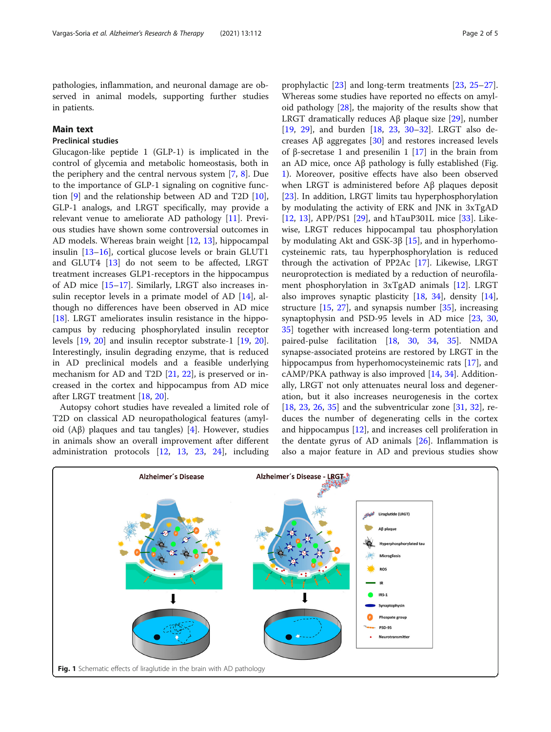pathologies, inflammation, and neuronal damage are observed in animal models, supporting further studies in patients.

## Main text

### Preclinical studies

Glucagon-like peptide 1 (GLP-1) is implicated in the control of glycemia and metabolic homeostasis, both in the periphery and the central nervous system [7, 8]. Due to the importance of GLP-1 signaling on cognitive function [9] and the relationship between AD and T2D [10], GLP-1 analogs, and LRGT specifically, may provide a relevant venue to ameliorate AD pathology [11]. Previous studies have shown some controversial outcomes in AD models. Whereas brain weight [12, 13], hippocampal insulin [13–16], cortical glucose levels or brain GLUT1 and GLUT4 [13] do not seem to be affected, LRGT treatment increases GLP1-receptors in the hippocampus of AD mice [15–17]. Similarly, LRGT also increases insulin receptor levels in a primate model of AD [14], although no differences have been observed in AD mice [18]. LRGT ameliorates insulin resistance in the hippocampus by reducing phosphorylated insulin receptor levels [19, 20] and insulin receptor substrate-1 [19, 20]. Interestingly, insulin degrading enzyme, that is reduced in AD preclinical models and a feasible underlying mechanism for AD and T2D [21, 22], is preserved or increased in the cortex and hippocampus from AD mice after LRGT treatment [18, 20].

Autopsy cohort studies have revealed a limited role of T2D on classical AD neuropathological features (amyloid (Aβ) plaques and tau tangles) [4]. However, studies in animals show an overall improvement after different administration protocols [12, 13, 23, 24], including prophylactic [23] and long-term treatments [23, 25–27]. Whereas some studies have reported no effects on amyloid pathology [28], the majority of the results show that LRGT dramatically reduces Aβ plaque size [29], number [19, 29], and burden [18, 23, 30–32]. LRGT also decreases Aβ aggregates [30] and restores increased levels of β-secretase 1 and presenilin 1 [17] in the brain from an AD mice, once Aβ pathology is fully established (Fig. 1). Moreover, positive effects have also been observed when LRGT is administered before Aβ plaques deposit [23]. In addition, LRGT limits tau hyperphosphorylation by modulating the activity of ERK and JNK in 3xTgAD [12, 13], APP/PS1 [29], and hTauP301L mice [33]. Likewise, LRGT reduces hippocampal tau phosphorylation by modulating Akt and GSK-3β [15], and in hyperhomocysteinemic rats, tau hyperphosphorylation is reduced through the activation of PP2Ac [17]. Likewise, LRGT neuroprotection is mediated by a reduction of neurofilament phosphorylation in 3xTgAD animals [12]. LRGT also improves synaptic plasticity [18, 34], density [14], structure [15, 27], and synapsis number [35], increasing synaptophysin and PSD-95 levels in AD mice [23, 30, 35] together with increased long-term potentiation and paired-pulse facilitation [18, 30, 34, 35]. NMDA synapse-associated proteins are restored by LRGT in the hippocampus from hyperhomocysteinemic rats [17], and cAMP/PKA pathway is also improved [14, 34]. Additionally, LRGT not only attenuates neural loss and degeneration, but it also increases neurogenesis in the cortex [18, 23, 26, 35] and the subventricular zone [31, 32], reduces the number of degenerating cells in the cortex and hippocampus [12], and increases cell proliferation in the dentate gyrus of AD animals [26]. Inflammation is also a major feature in AD and previous studies show

**Fig. 1** Schematic effects of liraglutide in the brain with AD pathology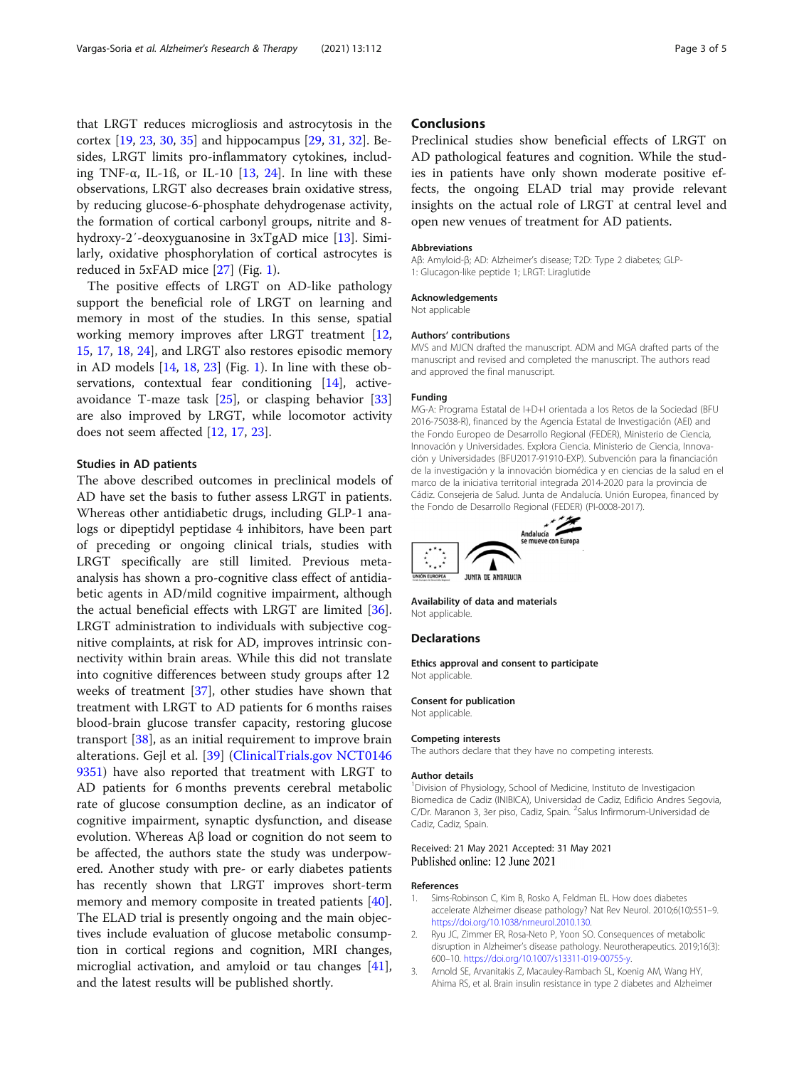that LRGT reduces microgliosis and astrocytosis in the cortex [19, 23, 30, 35] and hippocampus [29, 31, 32]. Besides, LRGT limits pro-inflammatory cytokines, including TNF-α, IL-1ß, or IL-10 [13, 24]. In line with these observations, LRGT also decreases brain oxidative stress, by reducing glucose-6-phosphate dehydrogenase activity, the formation of cortical carbonyl groups, nitrite and 8-hydroxy-2′-deoxyguanosine in 3xTgAD mice [13]. Similarly, oxidative phosphorylation of cortical astrocytes is reduced in 5xFAD mice [27] (Fig. 1).

The positive effects of LRGT on AD-like pathology support the beneficial role of LRGT on learning and memory in most of the studies. In this sense, spatial working memory improves after LRGT treatment [12, 15, 17, 18, 24], and LRGT also restores episodic memory in AD models [14, 18, 23] (Fig. 1). In line with these observations, contextual fear conditioning [14], active-avoidance T-maze task [25], or clasping behavior [33] are also improved by LRGT, while locomotor activity does not seem affected [12, 17, 23].

## Studies in AD patients

The above described outcomes in preclinical models of AD have set the basis to futher assess LRGT in patients. Whereas other antidiabetic drugs, including GLP-1 analogs or dipeptidyl peptidase 4 inhibitors, have been part of preceding or ongoing clinical trials, studies with LRGT specifically are still limited. Previous meta-analysis has shown a pro-cognitive class effect of antidiabetic agents in AD/mild cognitive impairment, although the actual beneficial effects with LRGT are limited [36]. LRGT administration to individuals with subjective cognitive complaints, at risk for AD, improves intrinsic connectivity within brain areas. While this did not translate into cognitive differences between study groups after 12 weeks of treatment [37], other studies have shown that treatment with LRGT to AD patients for 6 months raises blood-brain glucose transfer capacity, restoring glucose transport [38], as an initial requirement to improve brain alterations. Gejl et al. [39] (ClinicalTrials.gov NCT01469351) have also reported that treatment with LRGT to AD patients for 6 months prevents cerebral metabolic rate of glucose consumption decline, as an indicator of cognitive impairment, synaptic dysfunction, and disease evolution. Whereas Aβ load or cognition do not seem to be affected, the authors state the study was underpowered. Another study with pre- or early diabetes patients has recently shown that LRGT improves short-term memory and memory composite in treated patients [40]. The ELAD trial is presently ongoing and the main objectives include evaluation of glucose metabolic consumption in cortical regions and cognition, MRI changes, microglial activation, and amyloid or tau changes [41], and the latest results will be published shortly.

## Conclusions

Preclinical studies show beneficial effects of LRGT on AD pathological features and cognition. While the studies in patients have only shown moderate positive effects, the ongoing ELAD trial may provide relevant insights on the actual role of LRGT at central level and open new venues of treatment for AD patients.

### Abbreviations

Aβ: Amyloid-β; AD: Alzheimer's disease; T2D: Type 2 diabetes; GLP-1: Glucagon-like peptide 1; LRGT: Liraglutide

### Acknowledgements

Not applicable

### Authors' contributions

MVS and MJCN drafted the manuscript. ADM and MGA drafted parts of the manuscript and revised and completed the manuscript. The authors read and approved the final manuscript.

### Funding

MG-A: Programa Estatal de I+D+I orientada a los Retos de la Sociedad (BFU 2016-75038-R), financed by the Agencia Estatal de Investigación (AEI) and the Fondo Europeo de Desarrollo Regional (FEDER), Ministerio de Ciencia, Innovación y Universidades. Explora Ciencia. Ministerio de Ciencia, Innovación y Universidades (BFU2017-91910-EXP). Subvención para la financiación de la investigación y la innovación biomédica y en ciencias de la salud en el marco de la iniciativa territorial integrada 2014-2020 para la provincia de Cádiz. Consejeria de Salud. Junta de Andalucía. Unión Europea, financed by the Fondo de Desarrollo Regional (FEDER) (PI-0008-2017).

### Availability of data and materials

Not applicable.

## Declarations

### Ethics approval and consent to participate

Not applicable.

### Consent for publication

Not applicable.

### Competing interests

The authors declare that they have no competing interests.

### Author details

[1]Division of Physiology, School of Medicine, Instituto de Investigacion Biomedica de Cadiz (INIBICA), Universidad de Cadiz, Edificio Andres Segovia, C/Dr. Maranon 3, 3er piso, Cadiz, Spain. [2]Salus Infirmorum-Universidad de Cadiz, Cadiz, Spain.

Received: 21 May 2021 Accepted: 31 May 2021
Published online: 12 June 2021

### References

1. Sims-Robinson C, Kim B, Rosko A, Feldman EL. How does diabetes accelerate Alzheimer disease pathology? Nat Rev Neurol. 2010;6(10):551–9. https://doi.org/10.1038/nrneurol.2010.130.
2. Ryu JC, Zimmer ER, Rosa-Neto P, Yoon SO. Consequences of metabolic disruption in Alzheimer's disease pathology. Neurotherapeutics. 2019;16(3): 600–10. https://doi.org/10.1007/s13311-019-00755-y.
3. Arnold SE, Arvanitakis Z, Macauley-Rambach SL, Koenig AM, Wang HY, Ahima RS, et al. Brain insulin resistance in type 2 diabetes and Alzheimer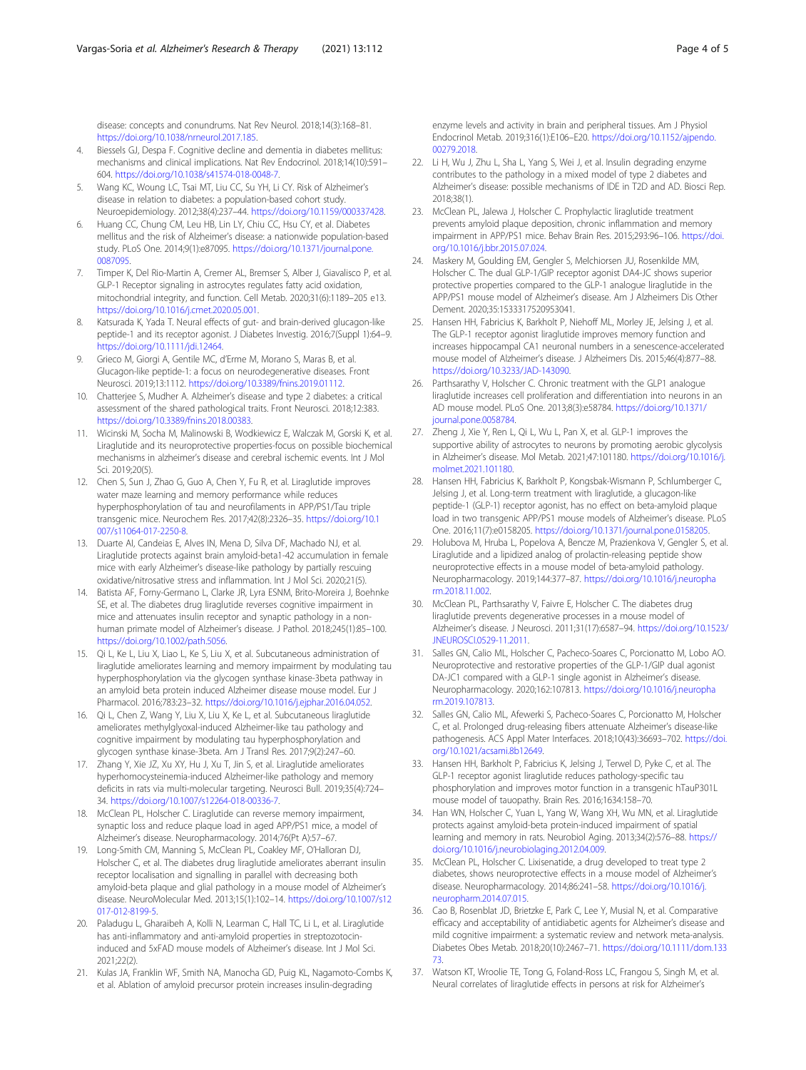disease: concepts and conundrums. Nat Rev Neurol. 2018;14(3):168–81. https://doi.org/10.1038/nrneurol.2017.185.

4. Biessels GJ, Despa F. Cognitive decline and dementia in diabetes mellitus: mechanisms and clinical implications. Nat Rev Endocrinol. 2018;14(10):591–604. https://doi.org/10.1038/s41574-018-0048-7.
5. Wang KC, Woung LC, Tsai MT, Liu CC, Su YH, Li CY. Risk of Alzheimer's disease in relation to diabetes: a population-based cohort study. Neuroepidemiology. 2012;38(4):237–44. https://doi.org/10.1159/000337428.
6. Huang CC, Chung CM, Leu HB, Lin LY, Chiu CC, Hsu CY, et al. Diabetes mellitus and the risk of Alzheimer's disease: a nationwide population-based study. PLoS One. 2014;9(1):e87095. https://doi.org/10.1371/journal.pone.0087095.
7. Timper K, Del Rio-Martin A, Cremer AL, Bremser S, Alber J, Giavalisco P, et al. GLP-1 Receptor signaling in astrocytes regulates fatty acid oxidation, mitochondrial integrity, and function. Cell Metab. 2020;31(6):1189–205 e13. https://doi.org/10.1016/j.cmet.2020.05.001.
8. Katsurada K, Yada T. Neural effects of gut- and brain-derived glucagon-like peptide-1 and its receptor agonist. J Diabetes Investig. 2016;7(Suppl 1):64–9. https://doi.org/10.1111/jdi.12464.
9. Grieco M, Giorgi A, Gentile MC, d'Erme M, Morano S, Maras B, et al. Glucagon-like peptide-1: a focus on neurodegenerative diseases. Front Neurosci. 2019;13:1112. https://doi.org/10.3389/fnins.2019.01112.
10. Chatterjee S, Mudher A. Alzheimer's disease and type 2 diabetes: a critical assessment of the shared pathological traits. Front Neurosci. 2018;12:383. https://doi.org/10.3389/fnins.2018.00383.
11. Wicinski M, Socha M, Malinowski B, Wodkiewicz E, Walczak M, Gorski K, et al. Liraglutide and its neuroprotective properties-focus on possible biochemical mechanisms in alzheimer's disease and cerebral ischemic events. Int J Mol Sci. 2019;20(5).
12. Chen S, Sun J, Zhao G, Guo A, Chen Y, Fu R, et al. Liraglutide improves water maze learning and memory performance while reduces hyperphosphorylation of tau and neurofilaments in APP/PS1/Tau triple transgenic mice. Neurochem Res. 2017;42(8):2326–35. https://doi.org/10.1007/s11064-017-2250-8.
13. Duarte AI, Candeias E, Alves IN, Mena D, Silva DF, Machado NJ, et al. Liraglutide protects against brain amyloid-beta1-42 accumulation in female mice with early Alzheimer's disease-like pathology by partially rescuing oxidative/nitrosative stress and inflammation. Int J Mol Sci. 2020;21(5).
14. Batista AF, Forny-Germano L, Clarke JR, Lyra ESNM, Brito-Moreira J, Boehnke SE, et al. The diabetes drug liraglutide reverses cognitive impairment in mice and attenuates insulin receptor and synaptic pathology in a non-human primate model of Alzheimer's disease. J Pathol. 2018;245(1):85–100. https://doi.org/10.1002/path.5056.
15. Qi L, Ke L, Liu X, Liao L, Ke S, Liu X, et al. Subcutaneous administration of liraglutide ameliorates learning and memory impairment by modulating tau hyperphosphorylation via the glycogen synthase kinase-3beta pathway in an amyloid beta protein induced Alzheimer disease mouse model. Eur J Pharmacol. 2016;783:23–32. https://doi.org/10.1016/j.ejphar.2016.04.052.
16. Qi L, Chen Z, Wang Y, Liu X, Liu X, Ke L, et al. Subcutaneous liraglutide ameliorates methylglyoxal-induced Alzheimer-like tau pathology and cognitive impairment by modulating tau hyperphosphorylation and glycogen synthase kinase-3beta. Am J Transl Res. 2017;9(2):247–60.
17. Zhang Y, Xie JZ, Xu XY, Hu J, Xu T, Jin S, et al. Liraglutide ameliorates hyperhomocysteinemia-induced Alzheimer-like pathology and memory deficits in rats via multi-molecular targeting. Neurosci Bull. 2019;35(4):724–34. https://doi.org/10.1007/s12264-018-00336-7.
18. McClean PL, Holscher C. Liraglutide can reverse memory impairment, synaptic loss and reduce plaque load in aged APP/PS1 mice, a model of Alzheimer's disease. Neuropharmacology. 2014;76(Pt A):57–67.
19. Long-Smith CM, Manning S, McClean PL, Coakley MF, O'Halloran DJ, Holscher C, et al. The diabetes drug liraglutide ameliorates aberrant insulin receptor localisation and signalling in parallel with decreasing both amyloid-beta plaque and glial pathology in a mouse model of Alzheimer's disease. NeuroMolecular Med. 2013;15(1):102–14. https://doi.org/10.1007/s12017-012-8199-5.
20. Paladugu L, Gharaibeh A, Kolli N, Learman C, Hall TC, Li L, et al. Liraglutide has anti-inflammatory and anti-amyloid properties in streptozotocin-induced and 5xFAD mouse models of Alzheimer's disease. Int J Mol Sci. 2021;22(2).
21. Kulas JA, Franklin WF, Smith NA, Manocha GD, Puig KL, Nagamoto-Combs K, et al. Ablation of amyloid precursor protein increases insulin-degrading enzyme levels and activity in brain and peripheral tissues. Am J Physiol Endocrinol Metab. 2019;316(1):E106–E20. https://doi.org/10.1152/ajpendo.00279.2018.
22. Li H, Wu J, Zhu L, Sha L, Yang S, Wei J, et al. Insulin degrading enzyme contributes to the pathology in a mixed model of type 2 diabetes and Alzheimer's disease: possible mechanisms of IDE in T2D and AD. Biosci Rep. 2018;38(1).
23. McClean PL, Jalewa J, Holscher C. Prophylactic liraglutide treatment prevents amyloid plaque deposition, chronic inflammation and memory impairment in APP/PS1 mice. Behav Brain Res. 2015;293:96–106. https://doi.org/10.1016/j.bbr.2015.07.024.
24. Maskery M, Goulding EM, Gengler S, Melchiorsen JU, Rosenkilde MM, Holscher C. The dual GLP-1/GIP receptor agonist DA4-JC shows superior protective properties compared to the GLP-1 analogue liraglutide in the APP/PS1 mouse model of Alzheimer's disease. Am J Alzheimers Dis Other Dement. 2020;35:1533317520953041.
25. Hansen HH, Fabricius K, Barkholt P, Niehoff ML, Morley JE, Jelsing J, et al. The GLP-1 receptor agonist liraglutide improves memory function and increases hippocampal CA1 neuronal numbers in a senescence-accelerated mouse model of Alzheimer's disease. J Alzheimers Dis. 2015;46(4):877–88. https://doi.org/10.3233/JAD-143090.
26. Parthsarathy V, Holscher C. Chronic treatment with the GLP1 analogue liraglutide increases cell proliferation and differentiation into neurons in an AD mouse model. PLoS One. 2013;8(3):e58784. https://doi.org/10.1371/journal.pone.0058784.
27. Zheng J, Xie Y, Ren L, Qi L, Wu L, Pan X, et al. GLP-1 improves the supportive ability of astrocytes to neurons by promoting aerobic glycolysis in Alzheimer's disease. Mol Metab. 2021;47:101180. https://doi.org/10.1016/j.molmet.2021.101180.
28. Hansen HH, Fabricius K, Barkholt P, Kongsbak-Wismann P, Schlumberger C, Jelsing J, et al. Long-term treatment with liraglutide, a glucagon-like peptide-1 (GLP-1) receptor agonist, has no effect on beta-amyloid plaque load in two transgenic APP/PS1 mouse models of Alzheimer's disease. PLoS One. 2016;11(7):e0158205. https://doi.org/10.1371/journal.pone.0158205.
29. Holubova M, Hruba L, Popelova A, Bencze M, Prazienkova V, Gengler S, et al. Liraglutide and a lipidized analog of prolactin-releasing peptide show neuroprotective effects in a mouse model of beta-amyloid pathology. Neuropharmacology. 2019;144:377–87. https://doi.org/10.1016/j.neuropharm.2018.11.002.
30. McClean PL, Parthsarathy V, Faivre E, Holscher C. The diabetes drug liraglutide prevents degenerative processes in a mouse model of Alzheimer's disease. J Neurosci. 2011;31(17):6587–94. https://doi.org/10.1523/JNEUROSCI.0529-11.2011.
31. Salles GN, Calio ML, Holscher C, Pacheco-Soares C, Porcionatto M, Lobo AO. Neuroprotective and restorative properties of the GLP-1/GIP dual agonist DA-JC1 compared with a GLP-1 single agonist in Alzheimer's disease. Neuropharmacology. 2020;162:107813. https://doi.org/10.1016/j.neuropharm.2019.107813.
32. Salles GN, Calio ML, Afewerki S, Pacheco-Soares C, Porcionatto M, Holscher C, et al. Prolonged drug-releasing fibers attenuate Alzheimer's disease-like pathogenesis. ACS Appl Mater Interfaces. 2018;10(43):36693–702. https://doi.org/10.1021/acsami.8b12649.
33. Hansen HH, Barkholt P, Fabricius K, Jelsing J, Terwel D, Pyke C, et al. The GLP-1 receptor agonist liraglutide reduces pathology-specific tau phosphorylation and improves motor function in a transgenic hTauP301L mouse model of tauopathy. Brain Res. 2016;1634:158–70.
34. Han WN, Holscher C, Yuan L, Yang W, Wang XH, Wu MN, et al. Liraglutide protects against amyloid-beta protein-induced impairment of spatial learning and memory in rats. Neurobiol Aging. 2013;34(2):576–88. https://doi.org/10.1016/j.neurobiolaging.2012.04.009.
35. McClean PL, Holscher C. Lixisenatide, a drug developed to treat type 2 diabetes, shows neuroprotective effects in a mouse model of Alzheimer's disease. Neuropharmacology. 2014;86:241–58. https://doi.org/10.1016/j.neuropharm.2014.07.015.
36. Cao B, Rosenblat JD, Brietzke E, Park C, Lee Y, Musial N, et al. Comparative efficacy and acceptability of antidiabetic agents for Alzheimer's disease and mild cognitive impairment: a systematic review and network meta-analysis. Diabetes Obes Metab. 2018;20(10):2467–71. https://doi.org/10.1111/dom.13373.
37. Watson KT, Wroolie TE, Tong G, Foland-Ross LC, Frangou S, Singh M, et al. Neural correlates of liraglutide effects in persons at risk for Alzheimer's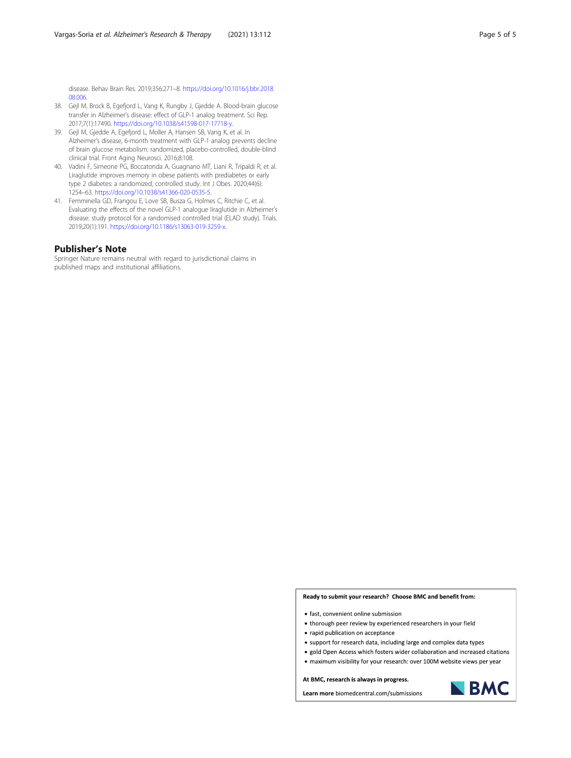disease. Behav Brain Res. 2019;356:271–8. https://doi.org/10.1016/j.bbr.2018.08.006.

38. Gejl M, Brock B, Egefjord L, Vang K, Rungby J, Gjedde A. Blood-brain glucose transfer in Alzheimer's disease: effect of GLP-1 analog treatment. Sci Rep. 2017;7(1):17490. https://doi.org/10.1038/s41598-017-17718-y.
39. Gejl M, Gjedde A, Egefjord L, Moller A, Hansen SB, Vang K, et al. In Alzheimer's disease, 6-month treatment with GLP-1 analog prevents decline of brain glucose metabolism: randomized, placebo-controlled, double-blind clinical trial. Front Aging Neurosci. 2016;8:108.
40. Vadini F, Simeone PG, Boccatonda A, Guagnano MT, Liani R, Tripaldi R, et al. Liraglutide improves memory in obese patients with prediabetes or early type 2 diabetes: a randomized, controlled study. Int J Obes. 2020;44(6):1254–63. https://doi.org/10.1038/s41366-020-0535-5.
41. Femminella GD, Frangou E, Love SB, Busza G, Holmes C, Ritchie C, et al. Evaluating the effects of the novel GLP-1 analogue liraglutide in Alzheimer's disease: study protocol for a randomised controlled trial (ELAD study). Trials. 2019;20(1):191. https://doi.org/10.1186/s13063-019-3259-x.

## Publisher's Note

Springer Nature remains neutral with regard to jurisdictional claims in published maps and institutional affiliations.

**Ready to submit your research? Choose BMC and benefit from:**

- fast, convenient online submission
- thorough peer review by experienced researchers in your field
- rapid publication on acceptance
- support for research data, including large and complex data types
- gold Open Access which fosters wider collaboration and increased citations
- maximum visibility for your research: over 100M website views per year

**At BMC, research is always in progress.**

**Learn more** biomedcentral.com/submissions

BMC